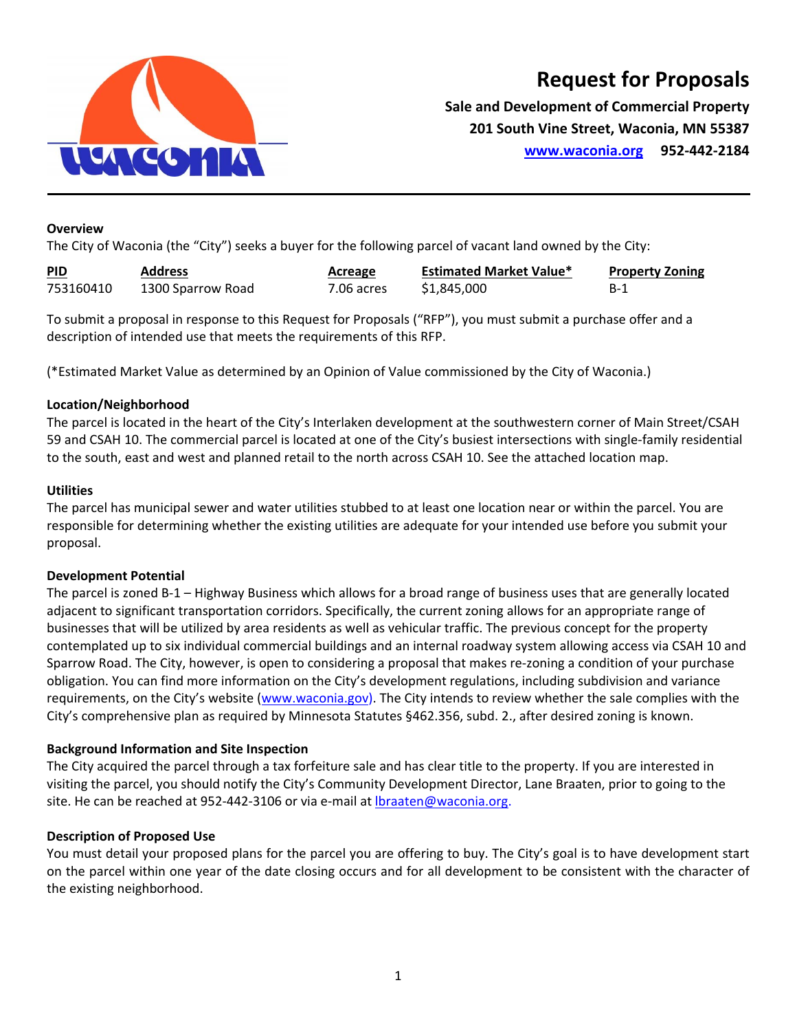# Request for Proposals

**Sale and Development of Commercial Property**
**201 South Vine Street, Waconia, MN 55387**
**www.waconia.org 952-442-2184**

---

**Overview**

The City of Waconia (the "City") seeks a buyer for the following parcel of vacant land owned by the City:

| PID | Address | Acreage | Estimated Market Value* | Property Zoning |
|---|---|---|---|---|
| 753160410 | 1300 Sparrow Road | 7.06 acres | $1,845,000 | B-1 |

To submit a proposal in response to this Request for Proposals ("RFP"), you must submit a purchase offer and a description of intended use that meets the requirements of this RFP.

(*Estimated Market Value as determined by an Opinion of Value commissioned by the City of Waconia.)

**Location/Neighborhood**

The parcel is located in the heart of the City's Interlaken development at the southwestern corner of Main Street/CSAH 59 and CSAH 10. The commercial parcel is located at one of the City's busiest intersections with single-family residential to the south, east and west and planned retail to the north across CSAH 10. See the attached location map.

**Utilities**

The parcel has municipal sewer and water utilities stubbed to at least one location near or within the parcel. You are responsible for determining whether the existing utilities are adequate for your intended use before you submit your proposal.

**Development Potential**

The parcel is zoned B-1 – Highway Business which allows for a broad range of business uses that are generally located adjacent to significant transportation corridors. Specifically, the current zoning allows for an appropriate range of businesses that will be utilized by area residents as well as vehicular traffic. The previous concept for the property contemplated up to six individual commercial buildings and an internal roadway system allowing access via CSAH 10 and Sparrow Road. The City, however, is open to considering a proposal that makes re-zoning a condition of your purchase obligation. You can find more information on the City's development regulations, including subdivision and variance requirements, on the City's website (www.waconia.gov). The City intends to review whether the sale complies with the City's comprehensive plan as required by Minnesota Statutes §462.356, subd. 2., after desired zoning is known.

**Background Information and Site Inspection**

The City acquired the parcel through a tax forfeiture sale and has clear title to the property. If you are interested in visiting the parcel, you should notify the City's Community Development Director, Lane Braaten, prior to going to the site. He can be reached at 952-442-3106 or via e-mail at lbraaten@waconia.org.

**Description of Proposed Use**

You must detail your proposed plans for the parcel you are offering to buy. The City's goal is to have development start on the parcel within one year of the date closing occurs and for all development to be consistent with the character of the existing neighborhood.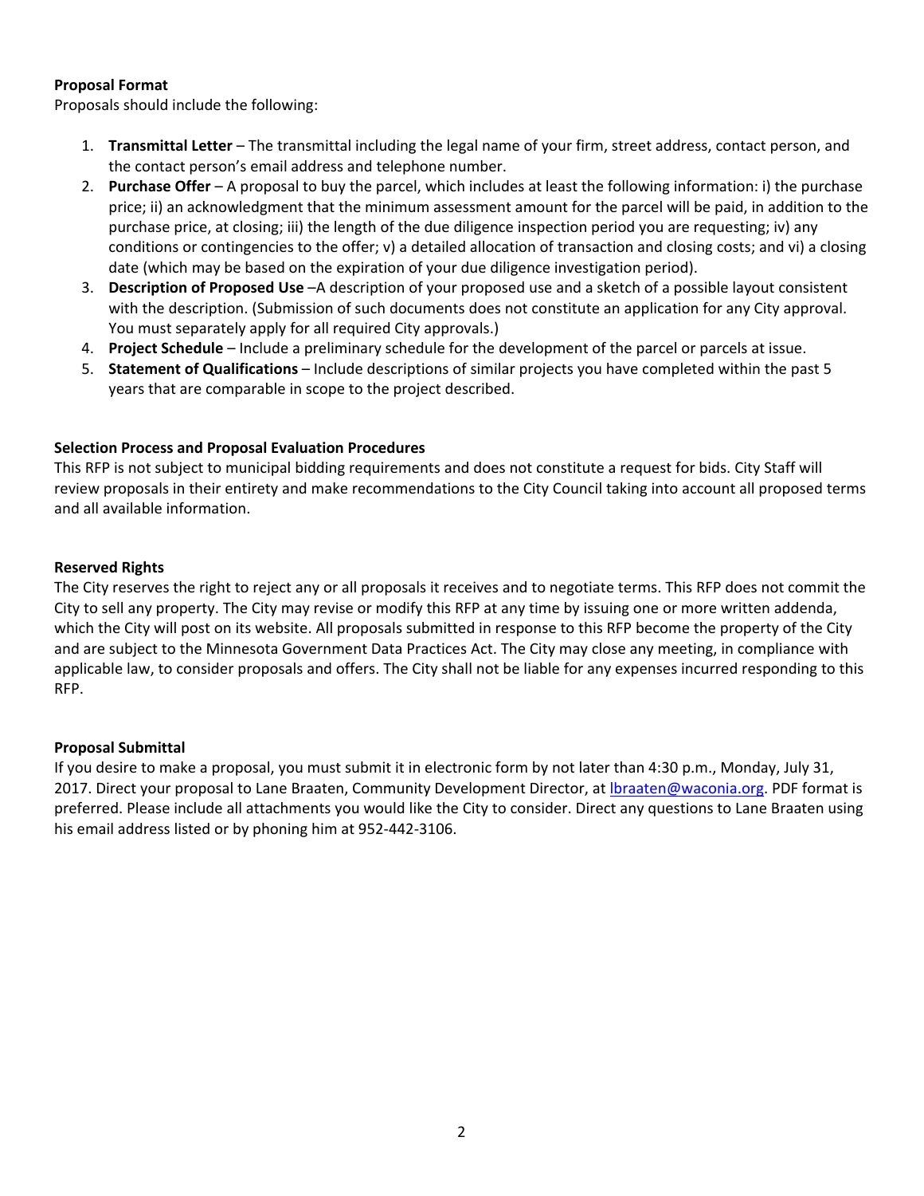**Proposal Format**

Proposals should include the following:

1. **Transmittal Letter** – The transmittal including the legal name of your firm, street address, contact person, and the contact person's email address and telephone number.
2. **Purchase Offer** – A proposal to buy the parcel, which includes at least the following information: i) the purchase price; ii) an acknowledgment that the minimum assessment amount for the parcel will be paid, in addition to the purchase price, at closing; iii) the length of the due diligence inspection period you are requesting; iv) any conditions or contingencies to the offer; v) a detailed allocation of transaction and closing costs; and vi) a closing date (which may be based on the expiration of your due diligence investigation period).
3. **Description of Proposed Use** –A description of your proposed use and a sketch of a possible layout consistent with the description. (Submission of such documents does not constitute an application for any City approval. You must separately apply for all required City approvals.)
4. **Project Schedule** – Include a preliminary schedule for the development of the parcel or parcels at issue.
5. **Statement of Qualifications** – Include descriptions of similar projects you have completed within the past 5 years that are comparable in scope to the project described.

**Selection Process and Proposal Evaluation Procedures**

This RFP is not subject to municipal bidding requirements and does not constitute a request for bids. City Staff will review proposals in their entirety and make recommendations to the City Council taking into account all proposed terms and all available information.

**Reserved Rights**

The City reserves the right to reject any or all proposals it receives and to negotiate terms. This RFP does not commit the City to sell any property. The City may revise or modify this RFP at any time by issuing one or more written addenda, which the City will post on its website. All proposals submitted in response to this RFP become the property of the City and are subject to the Minnesota Government Data Practices Act. The City may close any meeting, in compliance with applicable law, to consider proposals and offers. The City shall not be liable for any expenses incurred responding to this RFP.

**Proposal Submittal**

If you desire to make a proposal, you must submit it in electronic form by not later than 4:30 p.m., Monday, July 31, 2017. Direct your proposal to Lane Braaten, Community Development Director, at lbraaten@waconia.org. PDF format is preferred. Please include all attachments you would like the City to consider. Direct any questions to Lane Braaten using his email address listed or by phoning him at 952-442-3106.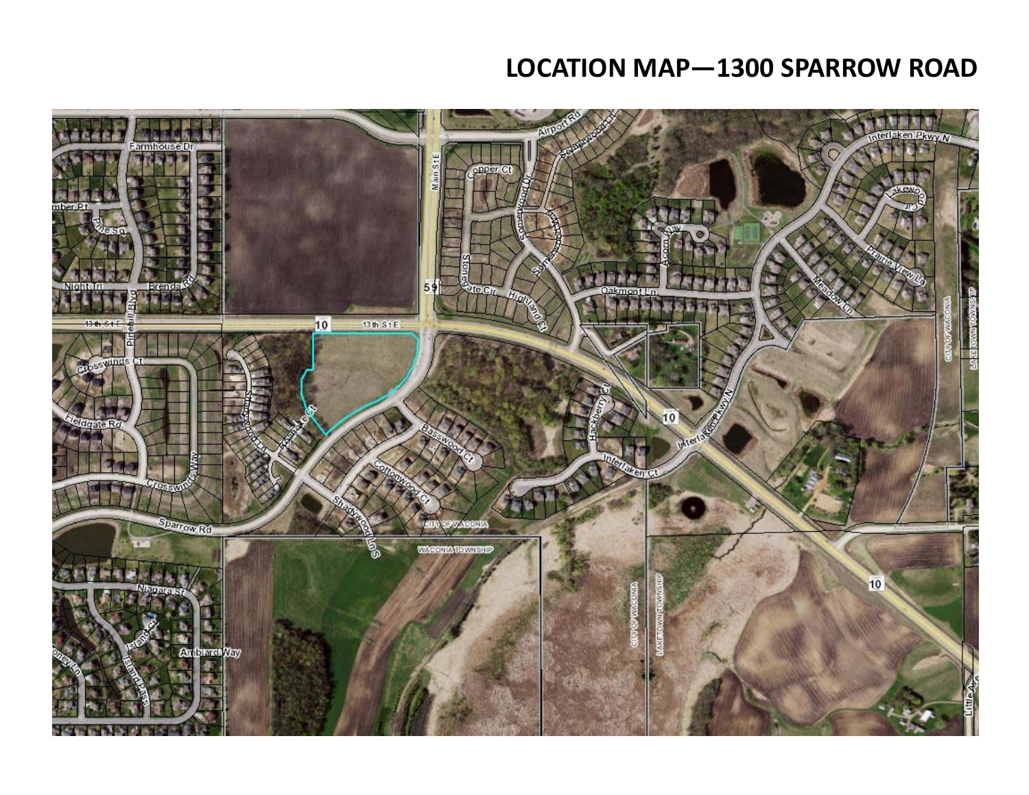# LOCATION MAP—1300 SPARROW ROAD